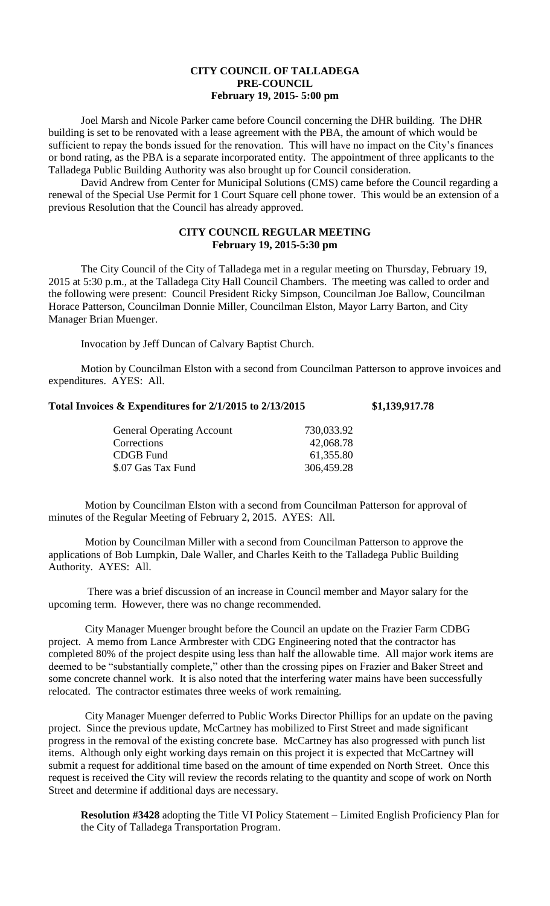# CITY COUNCIL OF TALLADEGA
## PRE-COUNCIL
### February 19, 2015- 5:00 pm

Joel Marsh and Nicole Parker came before Council concerning the DHR building. The DHR building is set to be renovated with a lease agreement with the PBA, the amount of which would be sufficient to repay the bonds issued for the renovation. This will have no impact on the City's finances or bond rating, as the PBA is a separate incorporated entity. The appointment of three applicants to the Talladega Public Building Authority was also brought up for Council consideration.

David Andrew from Center for Municipal Solutions (CMS) came before the Council regarding a renewal of the Special Use Permit for 1 Court Square cell phone tower. This would be an extension of a previous Resolution that the Council has already approved.

## CITY COUNCIL REGULAR MEETING
### February 19, 2015-5:30 pm

The City Council of the City of Talladega met in a regular meeting on Thursday, February 19, 2015 at 5:30 p.m., at the Talladega City Hall Council Chambers. The meeting was called to order and the following were present: Council President Ricky Simpson, Councilman Joe Ballow, Councilman Horace Patterson, Councilman Donnie Miller, Councilman Elston, Mayor Larry Barton, and City Manager Brian Muenger.

Invocation by Jeff Duncan of Calvary Baptist Church.

Motion by Councilman Elston with a second from Councilman Patterson to approve invoices and expenditures. AYES: All.

**Total Invoices & Expenditures for 2/1/2015 to 2/13/2015 $1,139,917.78**

| | |
|---|---|
| General Operating Account | 730,033.92 |
| Corrections | 42,068.78 |
| CDGB Fund | 61,355.80 |
| $.07 Gas Tax Fund | 306,459.28 |

Motion by Councilman Elston with a second from Councilman Patterson for approval of minutes of the Regular Meeting of February 2, 2015. AYES: All.

Motion by Councilman Miller with a second from Councilman Patterson to approve the applications of Bob Lumpkin, Dale Waller, and Charles Keith to the Talladega Public Building Authority. AYES: All.

There was a brief discussion of an increase in Council member and Mayor salary for the upcoming term. However, there was no change recommended.

City Manager Muenger brought before the Council an update on the Frazier Farm CDBG project. A memo from Lance Armbrester with CDG Engineering noted that the contractor has completed 80% of the project despite using less than half the allowable time. All major work items are deemed to be "substantially complete," other than the crossing pipes on Frazier and Baker Street and some concrete channel work. It is also noted that the interfering water mains have been successfully relocated. The contractor estimates three weeks of work remaining.

City Manager Muenger deferred to Public Works Director Phillips for an update on the paving project. Since the previous update, McCartney has mobilized to First Street and made significant progress in the removal of the existing concrete base. McCartney has also progressed with punch list items. Although only eight working days remain on this project it is expected that McCartney will submit a request for additional time based on the amount of time expended on North Street. Once this request is received the City will review the records relating to the quantity and scope of work on North Street and determine if additional days are necessary.

**Resolution #3428** adopting the Title VI Policy Statement – Limited English Proficiency Plan for the City of Talladega Transportation Program.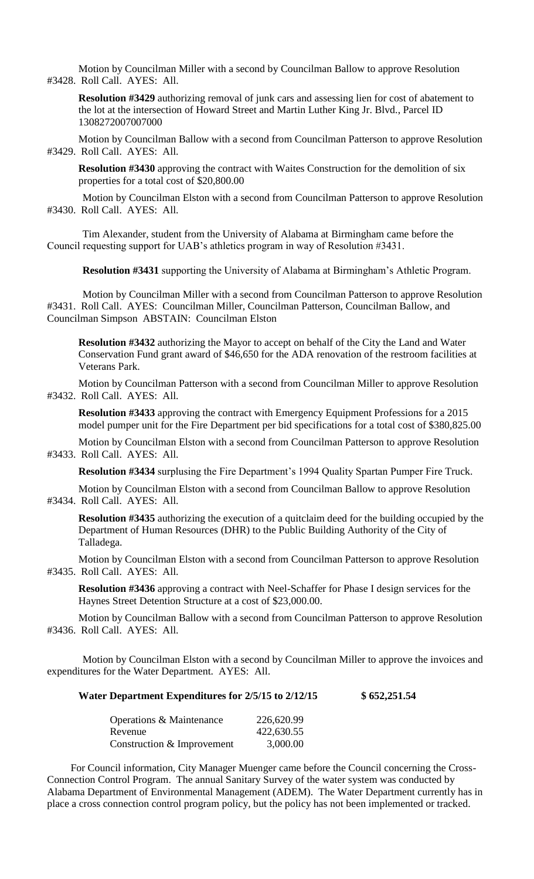Motion by Councilman Miller with a second by Councilman Ballow to approve Resolution #3428. Roll Call. AYES: All.

**Resolution #3429** authorizing removal of junk cars and assessing lien for cost of abatement to the lot at the intersection of Howard Street and Martin Luther King Jr. Blvd., Parcel ID 1308272007007000

Motion by Councilman Ballow with a second from Councilman Patterson to approve Resolution #3429. Roll Call. AYES: All.

**Resolution #3430** approving the contract with Waites Construction for the demolition of six properties for a total cost of $20,800.00

Motion by Councilman Elston with a second from Councilman Patterson to approve Resolution #3430. Roll Call. AYES: All.

Tim Alexander, student from the University of Alabama at Birmingham came before the Council requesting support for UAB's athletics program in way of Resolution #3431.

**Resolution #3431** supporting the University of Alabama at Birmingham's Athletic Program.

Motion by Councilman Miller with a second from Councilman Patterson to approve Resolution #3431. Roll Call. AYES: Councilman Miller, Councilman Patterson, Councilman Ballow, and Councilman Simpson ABSTAIN: Councilman Elston

**Resolution #3432** authorizing the Mayor to accept on behalf of the City the Land and Water Conservation Fund grant award of $46,650 for the ADA renovation of the restroom facilities at Veterans Park.

Motion by Councilman Patterson with a second from Councilman Miller to approve Resolution #3432. Roll Call. AYES: All.

**Resolution #3433** approving the contract with Emergency Equipment Professions for a 2015 model pumper unit for the Fire Department per bid specifications for a total cost of $380,825.00

Motion by Councilman Elston with a second from Councilman Patterson to approve Resolution #3433. Roll Call. AYES: All.

**Resolution #3434** surplusing the Fire Department's 1994 Quality Spartan Pumper Fire Truck.

Motion by Councilman Elston with a second from Councilman Ballow to approve Resolution #3434. Roll Call. AYES: All.

**Resolution #3435** authorizing the execution of a quitclaim deed for the building occupied by the Department of Human Resources (DHR) to the Public Building Authority of the City of Talladega.

Motion by Councilman Elston with a second from Councilman Patterson to approve Resolution #3435. Roll Call. AYES: All.

**Resolution #3436** approving a contract with Neel-Schaffer for Phase I design services for the Haynes Street Detention Structure at a cost of $23,000.00.

Motion by Councilman Ballow with a second from Councilman Patterson to approve Resolution #3436. Roll Call. AYES: All.

Motion by Councilman Elston with a second by Councilman Miller to approve the invoices and expenditures for the Water Department. AYES: All.

**Water Department Expenditures for 2/5/15 to 2/12/15 $ 652,251.54**

| | |
|---|---|
| Operations & Maintenance | 226,620.99 |
| Revenue | 422,630.55 |
| Construction & Improvement | 3,000.00 |

For Council information, City Manager Muenger came before the Council concerning the Cross-Connection Control Program. The annual Sanitary Survey of the water system was conducted by Alabama Department of Environmental Management (ADEM). The Water Department currently has in place a cross connection control program policy, but the policy has not been implemented or tracked.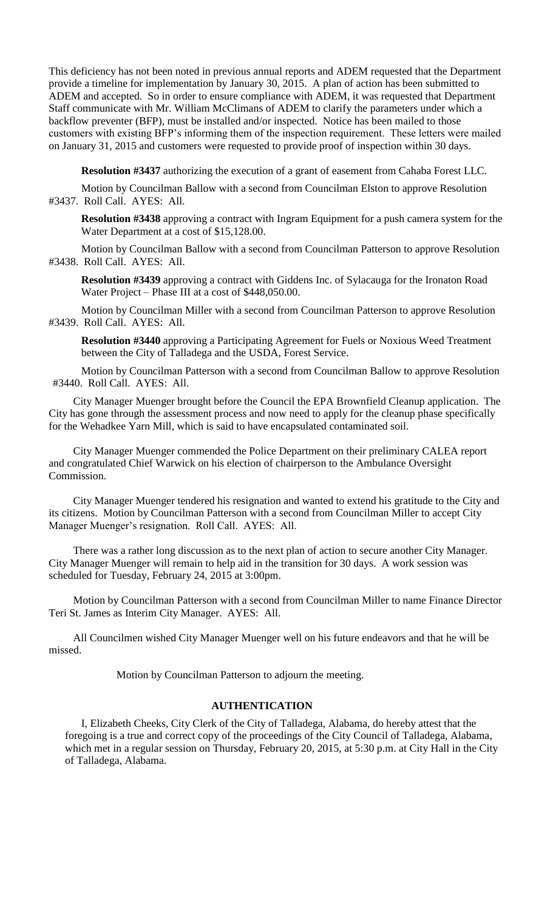This deficiency has not been noted in previous annual reports and ADEM requested that the Department provide a timeline for implementation by January 30, 2015. A plan of action has been submitted to ADEM and accepted. So in order to ensure compliance with ADEM, it was requested that Department Staff communicate with Mr. William McClimans of ADEM to clarify the parameters under which a backflow preventer (BFP), must be installed and/or inspected. Notice has been mailed to those customers with existing BFP's informing them of the inspection requirement. These letters were mailed on January 31, 2015 and customers were requested to provide proof of inspection within 30 days.

**Resolution #3437** authorizing the execution of a grant of easement from Cahaba Forest LLC.

Motion by Councilman Ballow with a second from Councilman Elston to approve Resolution #3437. Roll Call. AYES: All.

**Resolution #3438** approving a contract with Ingram Equipment for a push camera system for the Water Department at a cost of $15,128.00.

Motion by Councilman Ballow with a second from Councilman Patterson to approve Resolution #3438. Roll Call. AYES: All.

**Resolution #3439** approving a contract with Giddens Inc. of Sylacauga for the Ironaton Road Water Project – Phase III at a cost of $448,050.00.

Motion by Councilman Miller with a second from Councilman Patterson to approve Resolution #3439. Roll Call. AYES: All.

**Resolution #3440** approving a Participating Agreement for Fuels or Noxious Weed Treatment between the City of Talladega and the USDA, Forest Service.

Motion by Councilman Patterson with a second from Councilman Ballow to approve Resolution #3440. Roll Call. AYES: All.

City Manager Muenger brought before the Council the EPA Brownfield Cleanup application. The City has gone through the assessment process and now need to apply for the cleanup phase specifically for the Wehadkee Yarn Mill, which is said to have encapsulated contaminated soil.

City Manager Muenger commended the Police Department on their preliminary CALEA report and congratulated Chief Warwick on his election of chairperson to the Ambulance Oversight Commission.

City Manager Muenger tendered his resignation and wanted to extend his gratitude to the City and its citizens. Motion by Councilman Patterson with a second from Councilman Miller to accept City Manager Muenger's resignation. Roll Call. AYES: All.

There was a rather long discussion as to the next plan of action to secure another City Manager. City Manager Muenger will remain to help aid in the transition for 30 days. A work session was scheduled for Tuesday, February 24, 2015 at 3:00pm.

Motion by Councilman Patterson with a second from Councilman Miller to name Finance Director Teri St. James as Interim City Manager. AYES: All.

All Councilmen wished City Manager Muenger well on his future endeavors and that he will be missed.

Motion by Councilman Patterson to adjourn the meeting.

## AUTHENTICATION

I, Elizabeth Cheeks, City Clerk of the City of Talladega, Alabama, do hereby attest that the foregoing is a true and correct copy of the proceedings of the City Council of Talladega, Alabama, which met in a regular session on Thursday, February 20, 2015, at 5:30 p.m. at City Hall in the City of Talladega, Alabama.